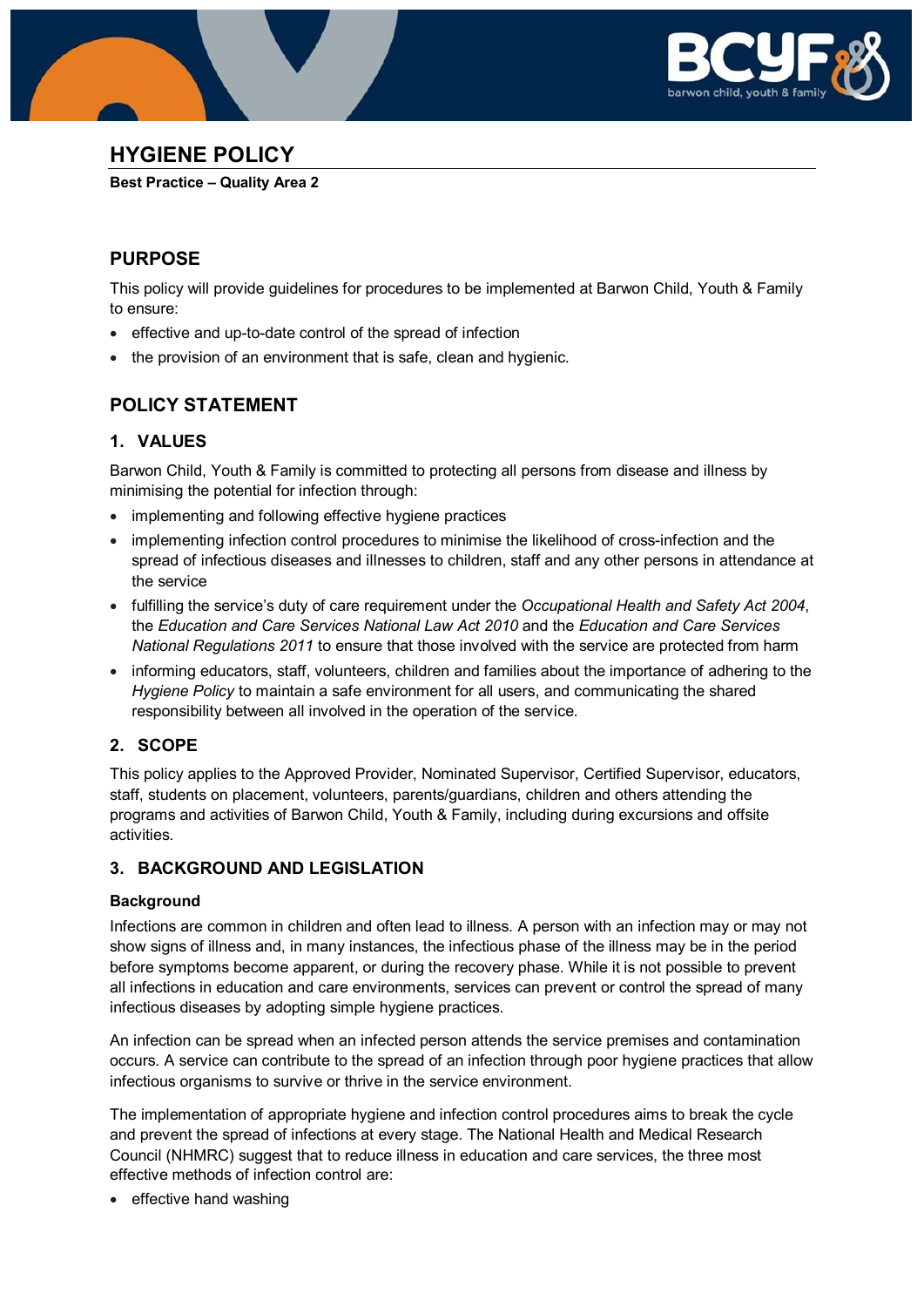# HYGIENE POLICY

**Best Practice – Quality Area 2**

## PURPOSE

This policy will provide guidelines for procedures to be implemented at Barwon Child, Youth & Family to ensure:

- effective and up-to-date control of the spread of infection
- the provision of an environment that is safe, clean and hygienic.

## POLICY STATEMENT

### 1. VALUES

Barwon Child, Youth & Family is committed to protecting all persons from disease and illness by minimising the potential for infection through:

- implementing and following effective hygiene practices
- implementing infection control procedures to minimise the likelihood of cross-infection and the spread of infectious diseases and illnesses to children, staff and any other persons in attendance at the service
- fulfilling the service's duty of care requirement under the *Occupational Health and Safety Act 2004*, the *Education and Care Services National Law Act 2010* and the *Education and Care Services National Regulations 2011* to ensure that those involved with the service are protected from harm
- informing educators, staff, volunteers, children and families about the importance of adhering to the *Hygiene Policy* to maintain a safe environment for all users, and communicating the shared responsibility between all involved in the operation of the service.

### 2. SCOPE

This policy applies to the Approved Provider, Nominated Supervisor, Certified Supervisor, educators, staff, students on placement, volunteers, parents/guardians, children and others attending the programs and activities of Barwon Child, Youth & Family, including during excursions and offsite activities.

### 3. BACKGROUND AND LEGISLATION

**Background**

Infections are common in children and often lead to illness. A person with an infection may or may not show signs of illness and, in many instances, the infectious phase of the illness may be in the period before symptoms become apparent, or during the recovery phase. While it is not possible to prevent all infections in education and care environments, services can prevent or control the spread of many infectious diseases by adopting simple hygiene practices.

An infection can be spread when an infected person attends the service premises and contamination occurs. A service can contribute to the spread of an infection through poor hygiene practices that allow infectious organisms to survive or thrive in the service environment.

The implementation of appropriate hygiene and infection control procedures aims to break the cycle and prevent the spread of infections at every stage. The National Health and Medical Research Council (NHMRC) suggest that to reduce illness in education and care services, the three most effective methods of infection control are:

- effective hand washing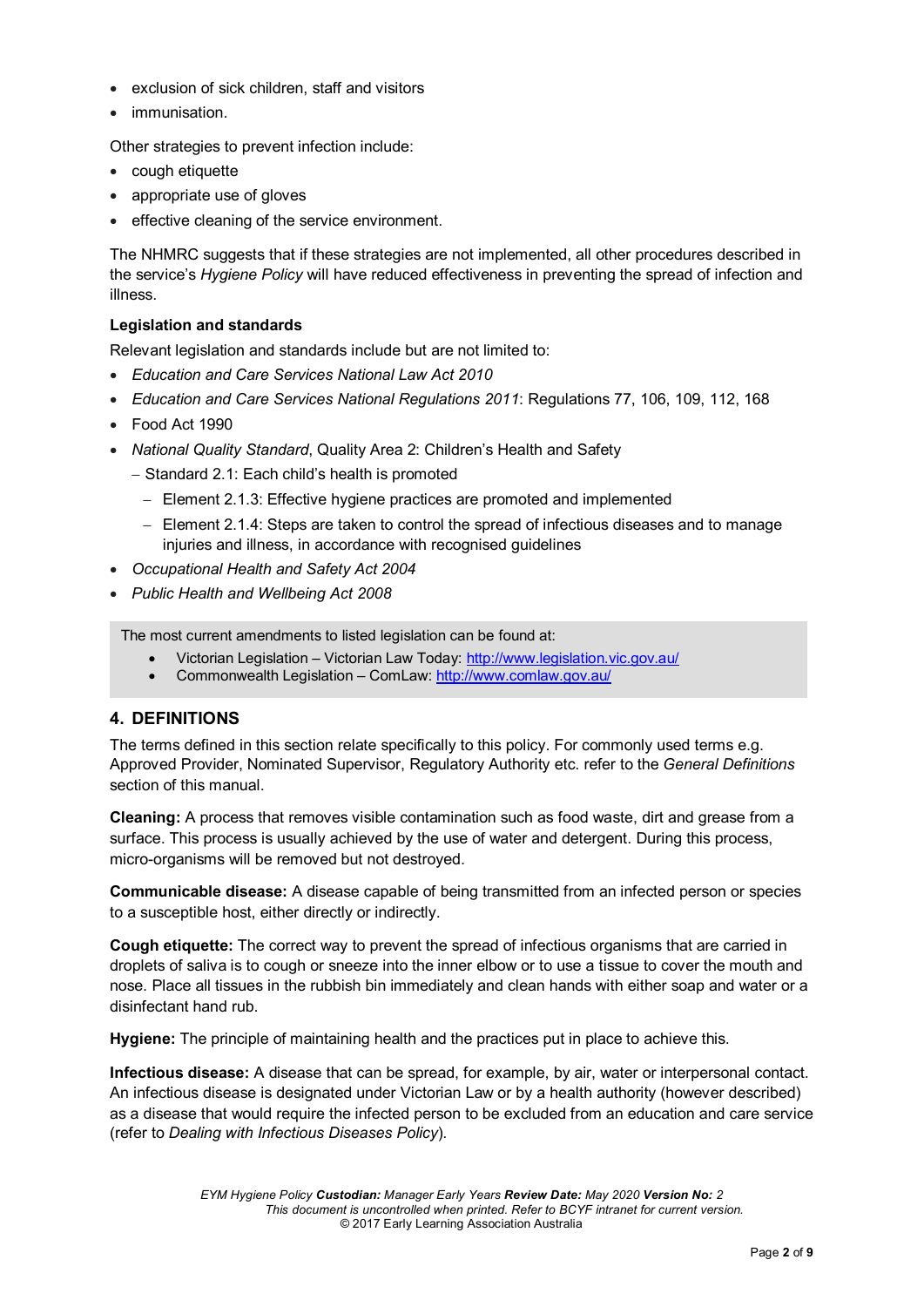- exclusion of sick children, staff and visitors
- immunisation.

Other strategies to prevent infection include:

- cough etiquette
- appropriate use of gloves
- effective cleaning of the service environment.

The NHMRC suggests that if these strategies are not implemented, all other procedures described in the service's *Hygiene Policy* will have reduced effectiveness in preventing the spread of infection and illness.

**Legislation and standards**

Relevant legislation and standards include but are not limited to:

- *Education and Care Services National Law Act 2010*
- *Education and Care Services National Regulations 2011*: Regulations 77, 106, 109, 112, 168
- Food Act 1990
- *National Quality Standard*, Quality Area 2: Children's Health and Safety
  - Standard 2.1: Each child's health is promoted
    - Element 2.1.3: Effective hygiene practices are promoted and implemented
    - Element 2.1.4: Steps are taken to control the spread of infectious diseases and to manage injuries and illness, in accordance with recognised guidelines
- *Occupational Health and Safety Act 2004*
- *Public Health and Wellbeing Act 2008*

The most current amendments to listed legislation can be found at:

- Victorian Legislation – Victorian Law Today: http://www.legislation.vic.gov.au/
- Commonwealth Legislation – ComLaw: http://www.comlaw.gov.au/

## 4. DEFINITIONS

The terms defined in this section relate specifically to this policy. For commonly used terms e.g. Approved Provider, Nominated Supervisor, Regulatory Authority etc. refer to the *General Definitions* section of this manual.

**Cleaning:** A process that removes visible contamination such as food waste, dirt and grease from a surface. This process is usually achieved by the use of water and detergent. During this process, micro-organisms will be removed but not destroyed.

**Communicable disease:** A disease capable of being transmitted from an infected person or species to a susceptible host, either directly or indirectly.

**Cough etiquette:** The correct way to prevent the spread of infectious organisms that are carried in droplets of saliva is to cough or sneeze into the inner elbow or to use a tissue to cover the mouth and nose. Place all tissues in the rubbish bin immediately and clean hands with either soap and water or a disinfectant hand rub.

**Hygiene:** The principle of maintaining health and the practices put in place to achieve this.

**Infectious disease:** A disease that can be spread, for example, by air, water or interpersonal contact. An infectious disease is designated under Victorian Law or by a health authority (however described) as a disease that would require the infected person to be excluded from an education and care service (refer to *Dealing with Infectious Diseases Policy*).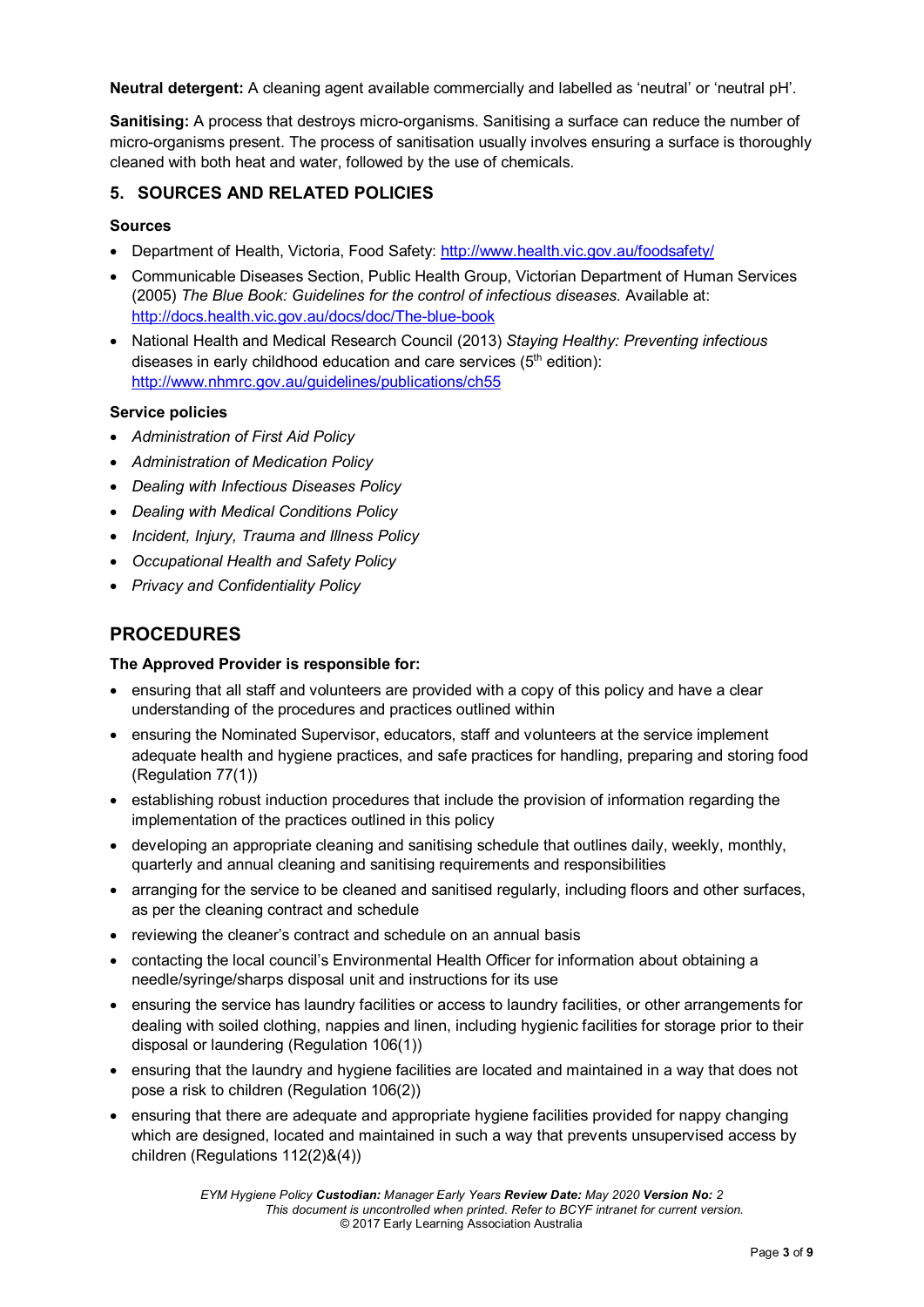**Neutral detergent:** A cleaning agent available commercially and labelled as 'neutral' or 'neutral pH'.

**Sanitising:** A process that destroys micro-organisms. Sanitising a surface can reduce the number of micro-organisms present. The process of sanitisation usually involves ensuring a surface is thoroughly cleaned with both heat and water, followed by the use of chemicals.

## 5. SOURCES AND RELATED POLICIES

### Sources

- Department of Health, Victoria, Food Safety: http://www.health.vic.gov.au/foodsafety/
- Communicable Diseases Section, Public Health Group, Victorian Department of Human Services (2005) *The Blue Book: Guidelines for the control of infectious diseases.* Available at: http://docs.health.vic.gov.au/docs/doc/The-blue-book
- National Health and Medical Research Council (2013) *Staying Healthy: Preventing infectious* diseases in early childhood education and care services (5th edition): http://www.nhmrc.gov.au/guidelines/publications/ch55

### Service policies

- *Administration of First Aid Policy*
- *Administration of Medication Policy*
- *Dealing with Infectious Diseases Policy*
- *Dealing with Medical Conditions Policy*
- *Incident, Injury, Trauma and Illness Policy*
- *Occupational Health and Safety Policy*
- *Privacy and Confidentiality Policy*

# PROCEDURES

### The Approved Provider is responsible for:

- ensuring that all staff and volunteers are provided with a copy of this policy and have a clear understanding of the procedures and practices outlined within
- ensuring the Nominated Supervisor, educators, staff and volunteers at the service implement adequate health and hygiene practices, and safe practices for handling, preparing and storing food (Regulation 77(1))
- establishing robust induction procedures that include the provision of information regarding the implementation of the practices outlined in this policy
- developing an appropriate cleaning and sanitising schedule that outlines daily, weekly, monthly, quarterly and annual cleaning and sanitising requirements and responsibilities
- arranging for the service to be cleaned and sanitised regularly, including floors and other surfaces, as per the cleaning contract and schedule
- reviewing the cleaner's contract and schedule on an annual basis
- contacting the local council's Environmental Health Officer for information about obtaining a needle/syringe/sharps disposal unit and instructions for its use
- ensuring the service has laundry facilities or access to laundry facilities, or other arrangements for dealing with soiled clothing, nappies and linen, including hygienic facilities for storage prior to their disposal or laundering (Regulation 106(1))
- ensuring that the laundry and hygiene facilities are located and maintained in a way that does not pose a risk to children (Regulation 106(2))
- ensuring that there are adequate and appropriate hygiene facilities provided for nappy changing which are designed, located and maintained in such a way that prevents unsupervised access by children (Regulations 112(2)&(4))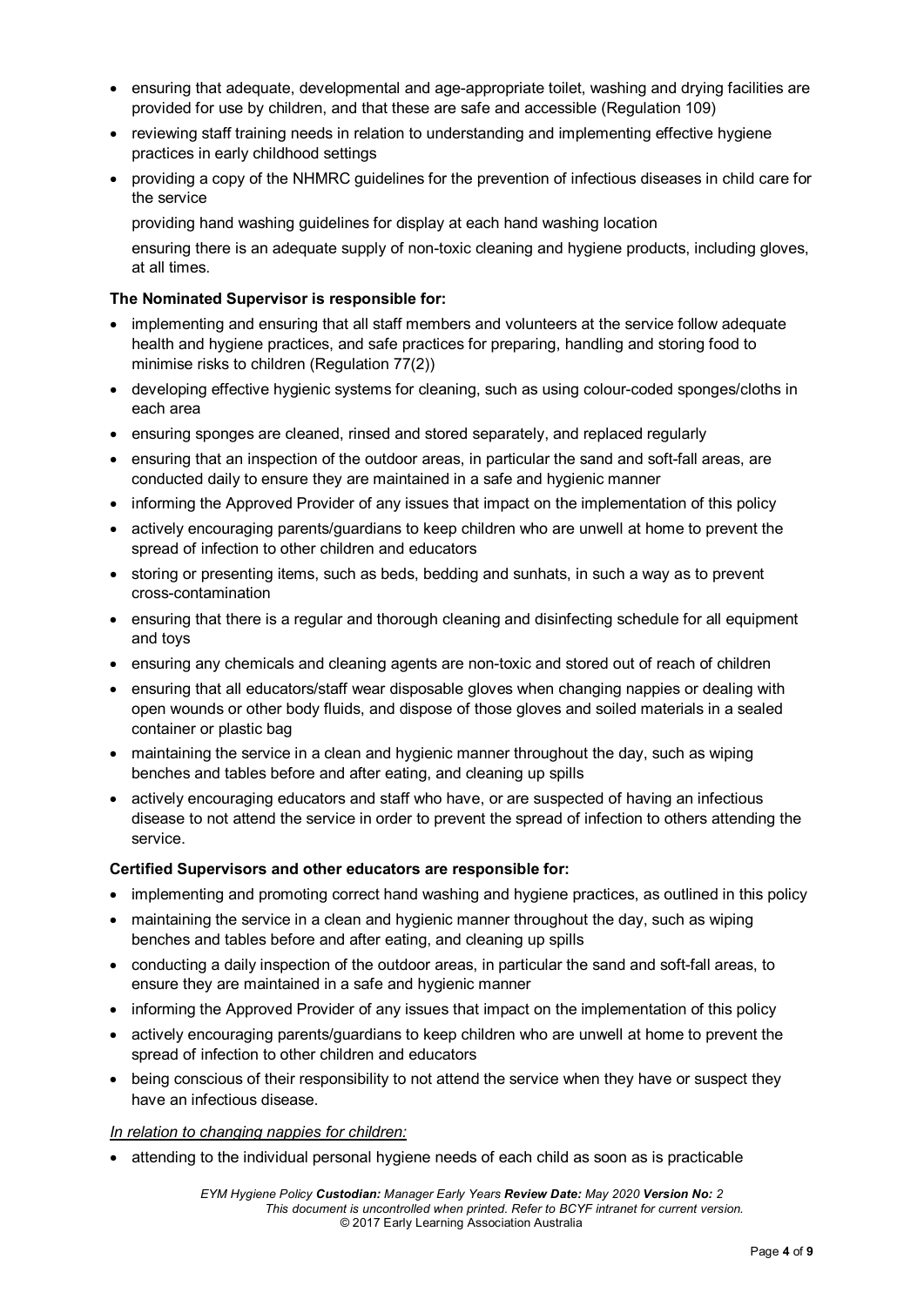- ensuring that adequate, developmental and age-appropriate toilet, washing and drying facilities are provided for use by children, and that these are safe and accessible (Regulation 109)
- reviewing staff training needs in relation to understanding and implementing effective hygiene practices in early childhood settings
- providing a copy of the NHMRC guidelines for the prevention of infectious diseases in child care for the service

  providing hand washing guidelines for display at each hand washing location

  ensuring there is an adequate supply of non-toxic cleaning and hygiene products, including gloves, at all times.

**The Nominated Supervisor is responsible for:**

- implementing and ensuring that all staff members and volunteers at the service follow adequate health and hygiene practices, and safe practices for preparing, handling and storing food to minimise risks to children (Regulation 77(2))
- developing effective hygienic systems for cleaning, such as using colour-coded sponges/cloths in each area
- ensuring sponges are cleaned, rinsed and stored separately, and replaced regularly
- ensuring that an inspection of the outdoor areas, in particular the sand and soft-fall areas, are conducted daily to ensure they are maintained in a safe and hygienic manner
- informing the Approved Provider of any issues that impact on the implementation of this policy
- actively encouraging parents/guardians to keep children who are unwell at home to prevent the spread of infection to other children and educators
- storing or presenting items, such as beds, bedding and sunhats, in such a way as to prevent cross-contamination
- ensuring that there is a regular and thorough cleaning and disinfecting schedule for all equipment and toys
- ensuring any chemicals and cleaning agents are non-toxic and stored out of reach of children
- ensuring that all educators/staff wear disposable gloves when changing nappies or dealing with open wounds or other body fluids, and dispose of those gloves and soiled materials in a sealed container or plastic bag
- maintaining the service in a clean and hygienic manner throughout the day, such as wiping benches and tables before and after eating, and cleaning up spills
- actively encouraging educators and staff who have, or are suspected of having an infectious disease to not attend the service in order to prevent the spread of infection to others attending the service.

**Certified Supervisors and other educators are responsible for:**

- implementing and promoting correct hand washing and hygiene practices, as outlined in this policy
- maintaining the service in a clean and hygienic manner throughout the day, such as wiping benches and tables before and after eating, and cleaning up spills
- conducting a daily inspection of the outdoor areas, in particular the sand and soft-fall areas, to ensure they are maintained in a safe and hygienic manner
- informing the Approved Provider of any issues that impact on the implementation of this policy
- actively encouraging parents/guardians to keep children who are unwell at home to prevent the spread of infection to other children and educators
- being conscious of their responsibility to not attend the service when they have or suspect they have an infectious disease.

*In relation to changing nappies for children:*

- attending to the individual personal hygiene needs of each child as soon as is practicable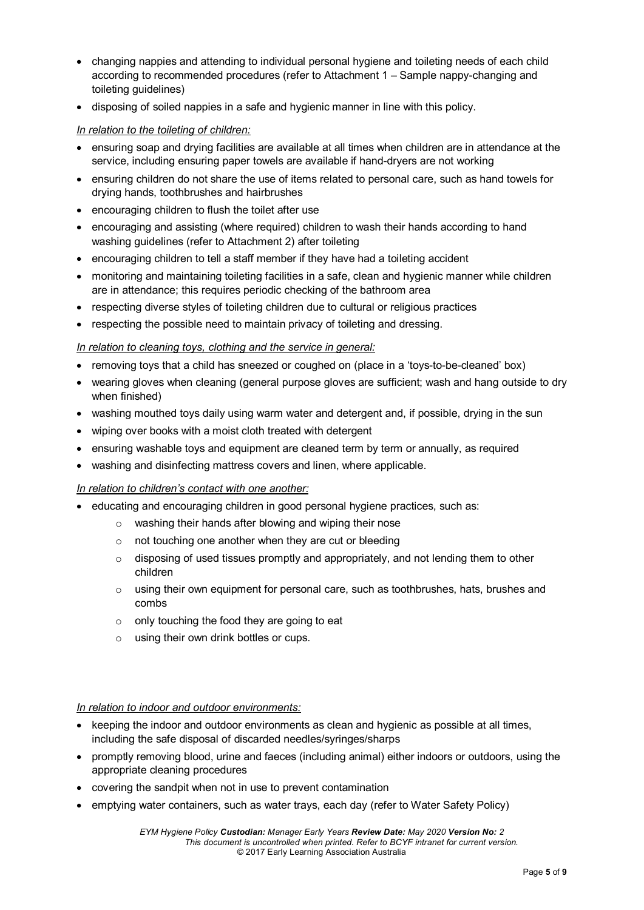- changing nappies and attending to individual personal hygiene and toileting needs of each child according to recommended procedures (refer to Attachment 1 – Sample nappy-changing and toileting guidelines)
- disposing of soiled nappies in a safe and hygienic manner in line with this policy.

*In relation to the toileting of children:*

- ensuring soap and drying facilities are available at all times when children are in attendance at the service, including ensuring paper towels are available if hand-dryers are not working
- ensuring children do not share the use of items related to personal care, such as hand towels for drying hands, toothbrushes and hairbrushes
- encouraging children to flush the toilet after use
- encouraging and assisting (where required) children to wash their hands according to hand washing guidelines (refer to Attachment 2) after toileting
- encouraging children to tell a staff member if they have had a toileting accident
- monitoring and maintaining toileting facilities in a safe, clean and hygienic manner while children are in attendance; this requires periodic checking of the bathroom area
- respecting diverse styles of toileting children due to cultural or religious practices
- respecting the possible need to maintain privacy of toileting and dressing.

*In relation to cleaning toys, clothing and the service in general:*

- removing toys that a child has sneezed or coughed on (place in a 'toys-to-be-cleaned' box)
- wearing gloves when cleaning (general purpose gloves are sufficient; wash and hang outside to dry when finished)
- washing mouthed toys daily using warm water and detergent and, if possible, drying in the sun
- wiping over books with a moist cloth treated with detergent
- ensuring washable toys and equipment are cleaned term by term or annually, as required
- washing and disinfecting mattress covers and linen, where applicable.

*In relation to children's contact with one another:*

- educating and encouraging children in good personal hygiene practices, such as:
  - washing their hands after blowing and wiping their nose
  - not touching one another when they are cut or bleeding
  - disposing of used tissues promptly and appropriately, and not lending them to other children
  - using their own equipment for personal care, such as toothbrushes, hats, brushes and combs
  - only touching the food they are going to eat
  - using their own drink bottles or cups.

*In relation to indoor and outdoor environments:*

- keeping the indoor and outdoor environments as clean and hygienic as possible at all times, including the safe disposal of discarded needles/syringes/sharps
- promptly removing blood, urine and faeces (including animal) either indoors or outdoors, using the appropriate cleaning procedures
- covering the sandpit when not in use to prevent contamination
- emptying water containers, such as water trays, each day (refer to Water Safety Policy)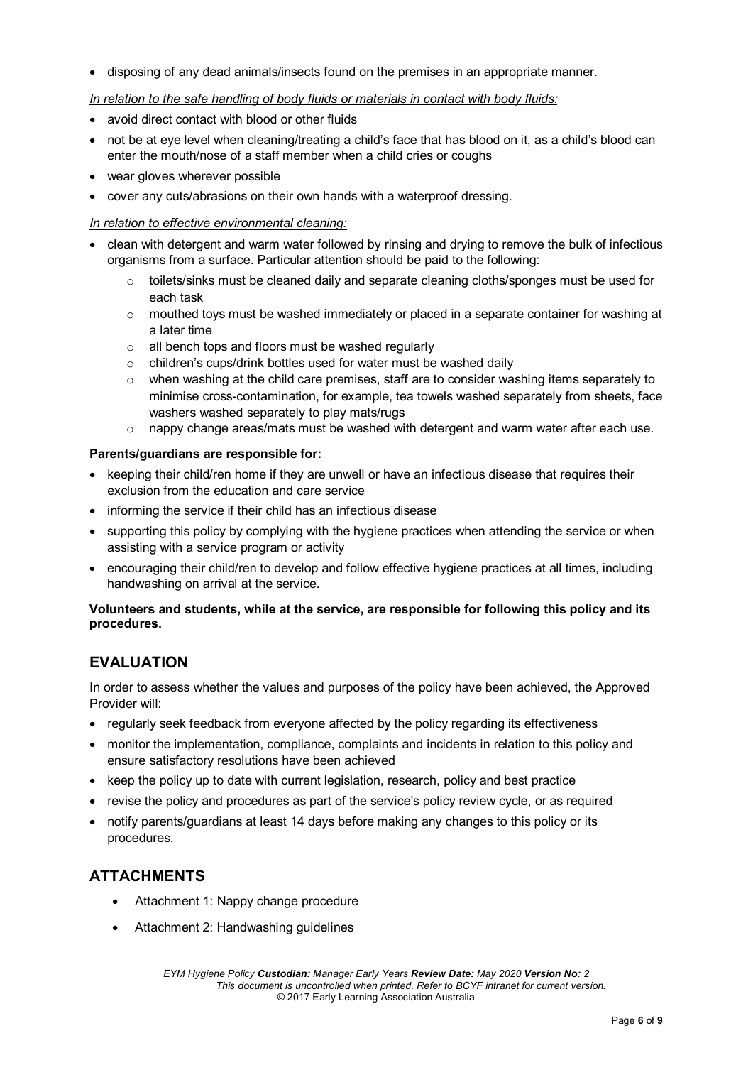- disposing of any dead animals/insects found on the premises in an appropriate manner.

*In relation to the safe handling of body fluids or materials in contact with body fluids:*

- avoid direct contact with blood or other fluids
- not be at eye level when cleaning/treating a child's face that has blood on it, as a child's blood can enter the mouth/nose of a staff member when a child cries or coughs
- wear gloves wherever possible
- cover any cuts/abrasions on their own hands with a waterproof dressing.

*In relation to effective environmental cleaning:*

- clean with detergent and warm water followed by rinsing and drying to remove the bulk of infectious organisms from a surface. Particular attention should be paid to the following:
  - toilets/sinks must be cleaned daily and separate cleaning cloths/sponges must be used for each task
  - mouthed toys must be washed immediately or placed in a separate container for washing at a later time
  - all bench tops and floors must be washed regularly
  - children's cups/drink bottles used for water must be washed daily
  - when washing at the child care premises, staff are to consider washing items separately to minimise cross-contamination, for example, tea towels washed separately from sheets, face washers washed separately to play mats/rugs
  - nappy change areas/mats must be washed with detergent and warm water after each use.

**Parents/guardians are responsible for:**

- keeping their child/ren home if they are unwell or have an infectious disease that requires their exclusion from the education and care service
- informing the service if their child has an infectious disease
- supporting this policy by complying with the hygiene practices when attending the service or when assisting with a service program or activity
- encouraging their child/ren to develop and follow effective hygiene practices at all times, including handwashing on arrival at the service.

**Volunteers and students, while at the service, are responsible for following this policy and its procedures.**

## EVALUATION

In order to assess whether the values and purposes of the policy have been achieved, the Approved Provider will:

- regularly seek feedback from everyone affected by the policy regarding its effectiveness
- monitor the implementation, compliance, complaints and incidents in relation to this policy and ensure satisfactory resolutions have been achieved
- keep the policy up to date with current legislation, research, policy and best practice
- revise the policy and procedures as part of the service's policy review cycle, or as required
- notify parents/guardians at least 14 days before making any changes to this policy or its procedures.

## ATTACHMENTS

- Attachment 1: Nappy change procedure
- Attachment 2: Handwashing guidelines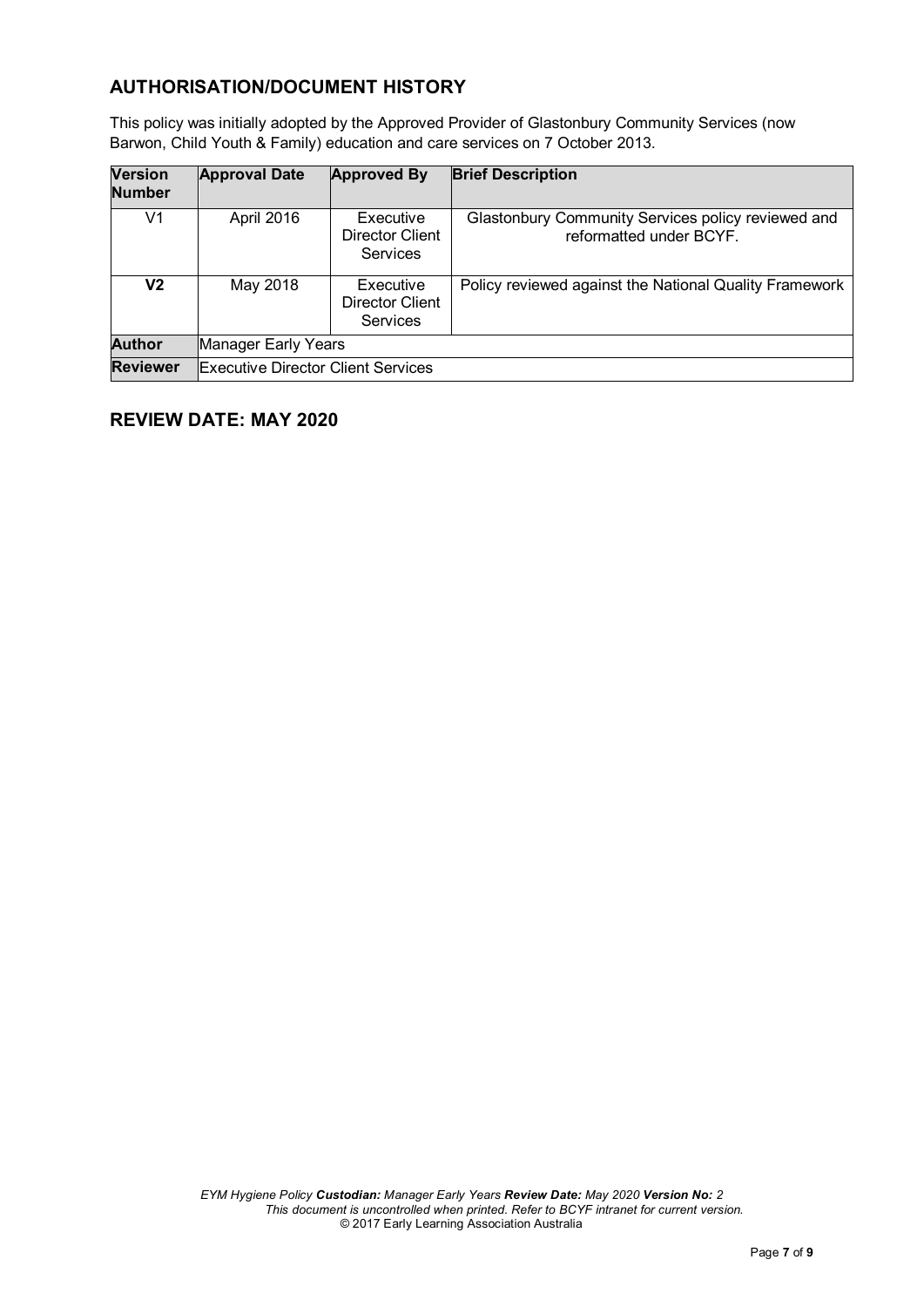## AUTHORISATION/DOCUMENT HISTORY

This policy was initially adopted by the Approved Provider of Glastonbury Community Services (now Barwon, Child Youth & Family) education and care services on 7 October 2013.

| Version Number | Approval Date | Approved By | Brief Description |
|---|---|---|---|
| V1 | April 2016 | Executive Director Client Services | Glastonbury Community Services policy reviewed and reformatted under BCYF. |
| **V2** | May 2018 | Executive Director Client Services | Policy reviewed against the National Quality Framework |
| **Author** | Manager Early Years | | |
| **Reviewer** | Executive Director Client Services | | |

## REVIEW DATE: MAY 2020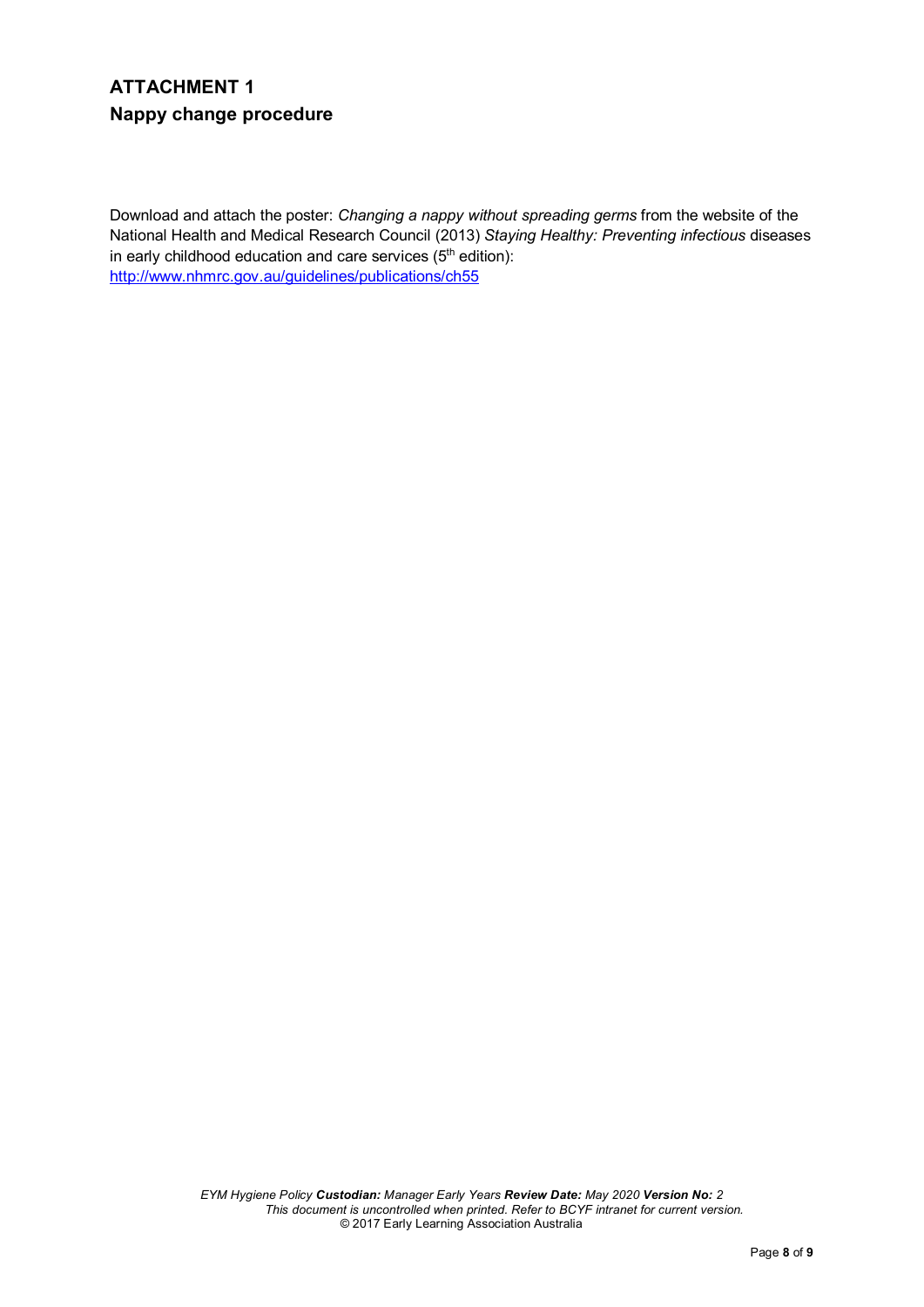# ATTACHMENT 1

## Nappy change procedure

Download and attach the poster: *Changing a nappy without spreading germs* from the website of the National Health and Medical Research Council (2013) *Staying Healthy: Preventing infectious* diseases in early childhood education and care services (5th edition): http://www.nhmrc.gov.au/guidelines/publications/ch55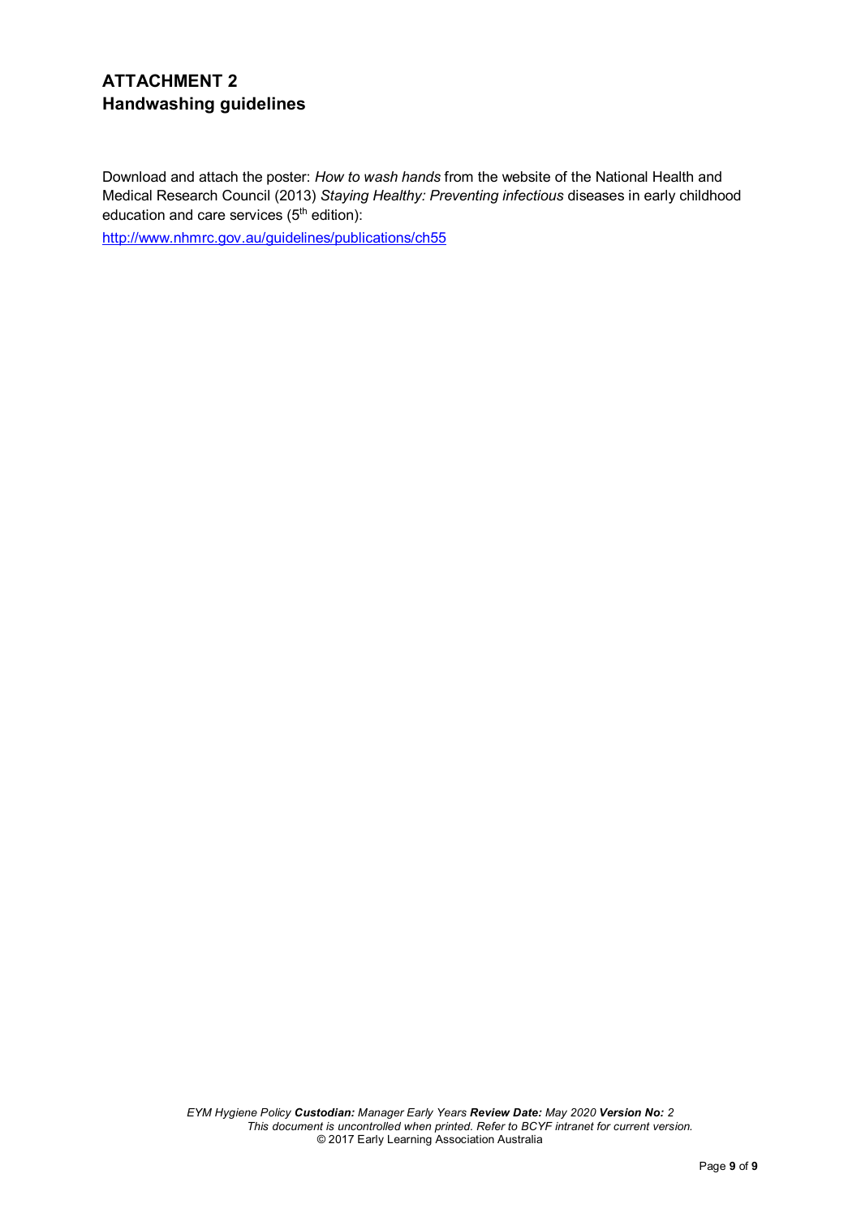## ATTACHMENT 2
## Handwashing guidelines

Download and attach the poster: *How to wash hands* from the website of the National Health and Medical Research Council (2013) *Staying Healthy: Preventing infectious* diseases in early childhood education and care services (5th edition):

http://www.nhmrc.gov.au/guidelines/publications/ch55